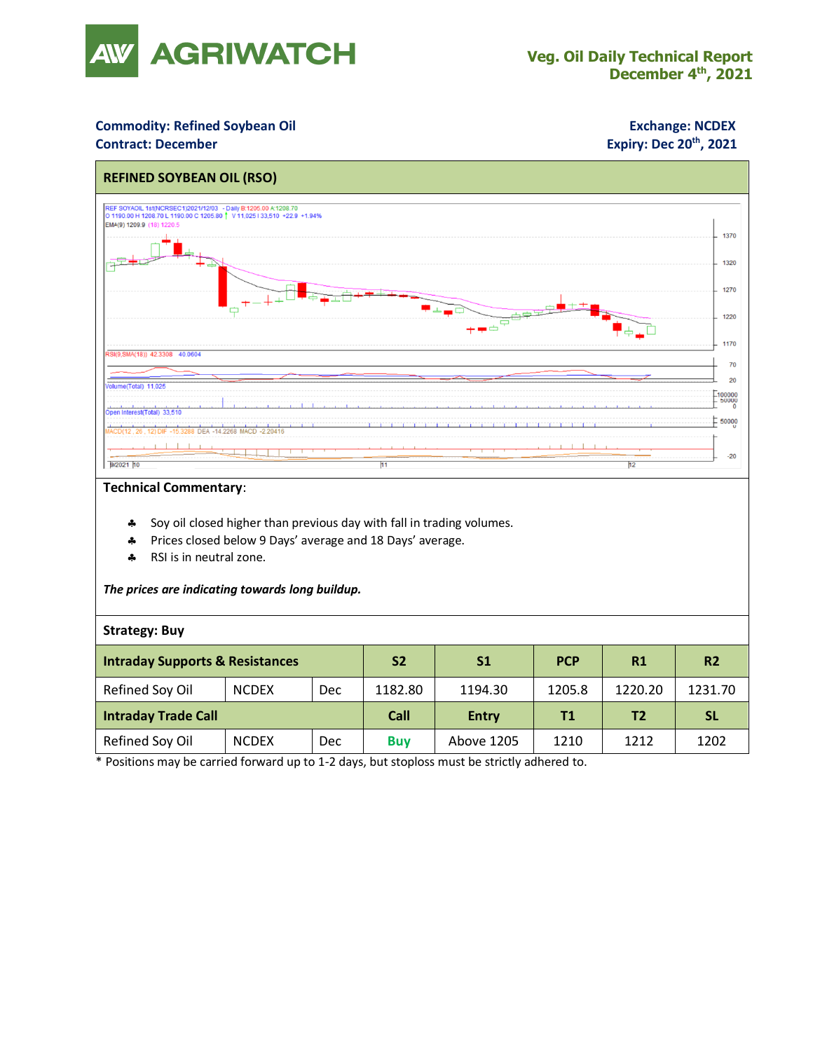# AGRIWATCH

**Veg. Oil Daily Technical Report**
**December 4th, 2021**

**Commodity: Refined Soybean Oil**
**Contract: December**

**Exchange: NCDEX**
**Expiry: Dec 20th, 2021**

## REFINED SOYBEAN OIL (RSO)

**Technical Commentary**:

- Soy oil closed higher than previous day with fall in trading volumes.
- Prices closed below 9 Days' average and 18 Days' average.
- RSI is in neutral zone.

***The prices are indicating towards long buildup.***

**Strategy: Buy**

| **Intraday Supports & Resistances** | | | **S2** | **S1** | **PCP** | **R1** | **R2** |
|---|---|---|---|---|---|---|---|
| Refined Soy Oil | NCDEX | Dec | 1182.80 | 1194.30 | 1205.8 | 1220.20 | 1231.70 |
| **Intraday Trade Call** | | | **Call** | **Entry** | **T1** | **T2** | **SL** |
| Refined Soy Oil | NCDEX | Dec | Buy | Above 1205 | 1210 | 1212 | 1202 |

* Positions may be carried forward up to 1-2 days, but stoploss must be strictly adhered to.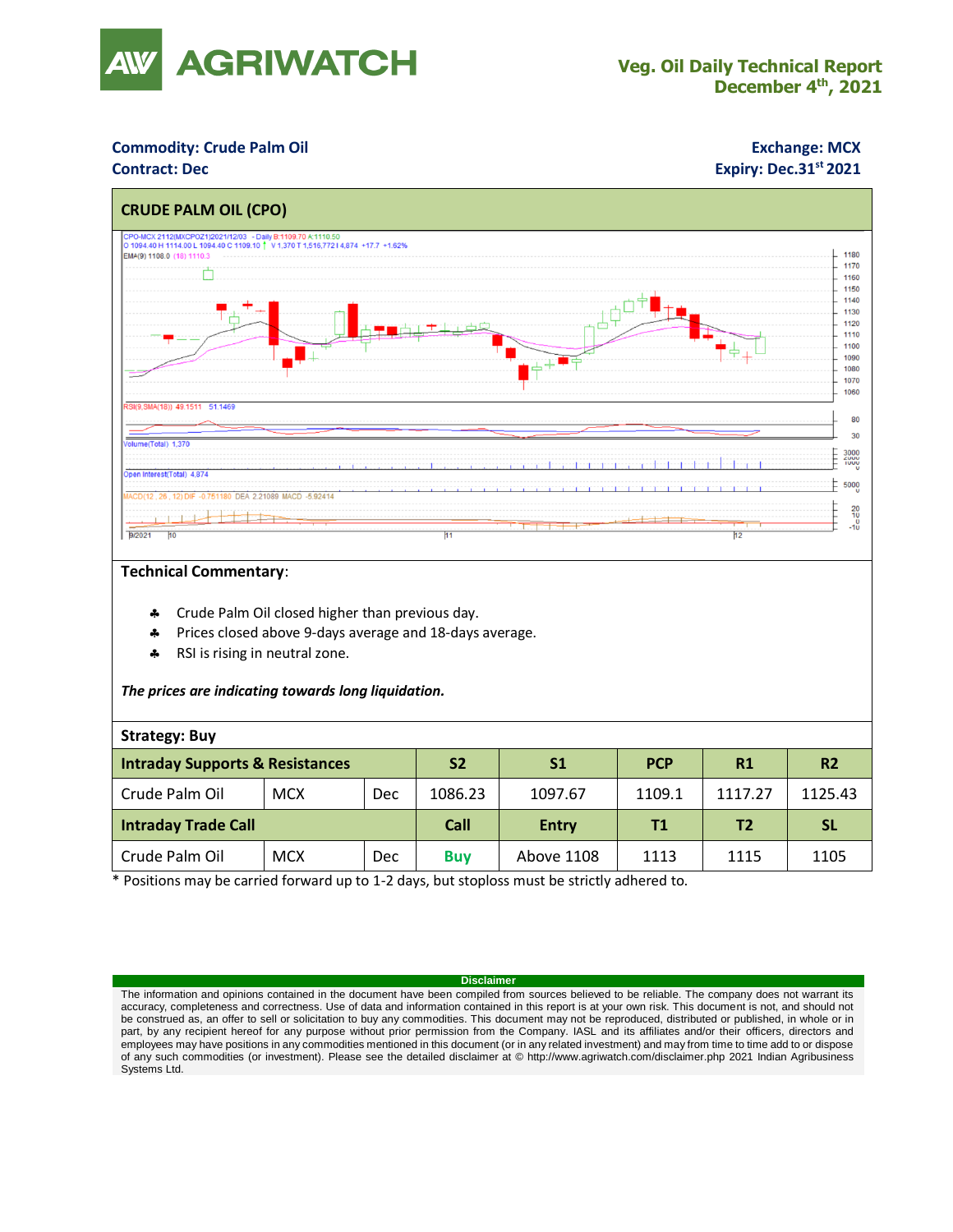# AGRIWATCH

**Veg. Oil Daily Technical Report**
**December 4th, 2021**

**Commodity: Crude Palm Oil** **Exchange: MCX**
**Contract: Dec** **Expiry: Dec.31st 2021**

## CRUDE PALM OIL (CPO)

CPO-MCX 2112(MXCPOZ1)2021/12/03 - Daily B:1109.70 A:1110.50
O 1094.40 H 1114.00 L 1094.40 C 1109.10 V 1,370 T 1,516,772 I 4,874 +17.7 +1.62%
EMA(9) 1108.0 (18) 1110.3

1180
1170
1160
1150
1140
1130
1120
1110
1100
1090
1080
1070
1060

RSI(9,SMA(18)) 49.1511 51.1469

80
30

Volume(Total) 1,370

3000
2000
1000
0

Open Interest(Total) 4,874

5000
0

MACD(12 , 26 , 12) DIF -0.751180 DEA 2.21089 MACD -5.92414

20
10
0
-10

9/2021 10 11 12

**Technical Commentary**:

- Crude Palm Oil closed higher than previous day.
- Prices closed above 9-days average and 18-days average.
- RSI is rising in neutral zone.

***The prices are indicating towards long liquidation.***

**Strategy: Buy**

| **Intraday Supports & Resistances** | | | **S2** | **S1** | **PCP** | **R1** | **R2** |
|---|---|---|---|---|---|---|---|
| Crude Palm Oil | MCX | Dec | 1086.23 | 1097.67 | 1109.1 | 1117.27 | 1125.43 |
| **Intraday Trade Call** | | | **Call** | **Entry** | **T1** | **T2** | **SL** |
| Crude Palm Oil | MCX | Dec | **Buy** | Above 1108 | 1113 | 1115 | 1105 |

\* Positions may be carried forward up to 1-2 days, but stoploss must be strictly adhered to.

**Disclaimer**

The information and opinions contained in the document have been compiled from sources believed to be reliable. The company does not warrant its accuracy, completeness and correctness. Use of data and information contained in this report is at your own risk. This document is not, and should not be construed as, an offer to sell or solicitation to buy any commodities. This document may not be reproduced, distributed or published, in whole or in part, by any recipient hereof for any purpose without prior permission from the Company. IASL and its affiliates and/or their officers, directors and employees may have positions in any commodities mentioned in this document (or in any related investment) and may from time to time add to or dispose of any such commodities (or investment). Please see the detailed disclaimer at © http://www.agriwatch.com/disclaimer.php 2021 Indian Agribusiness Systems Ltd.